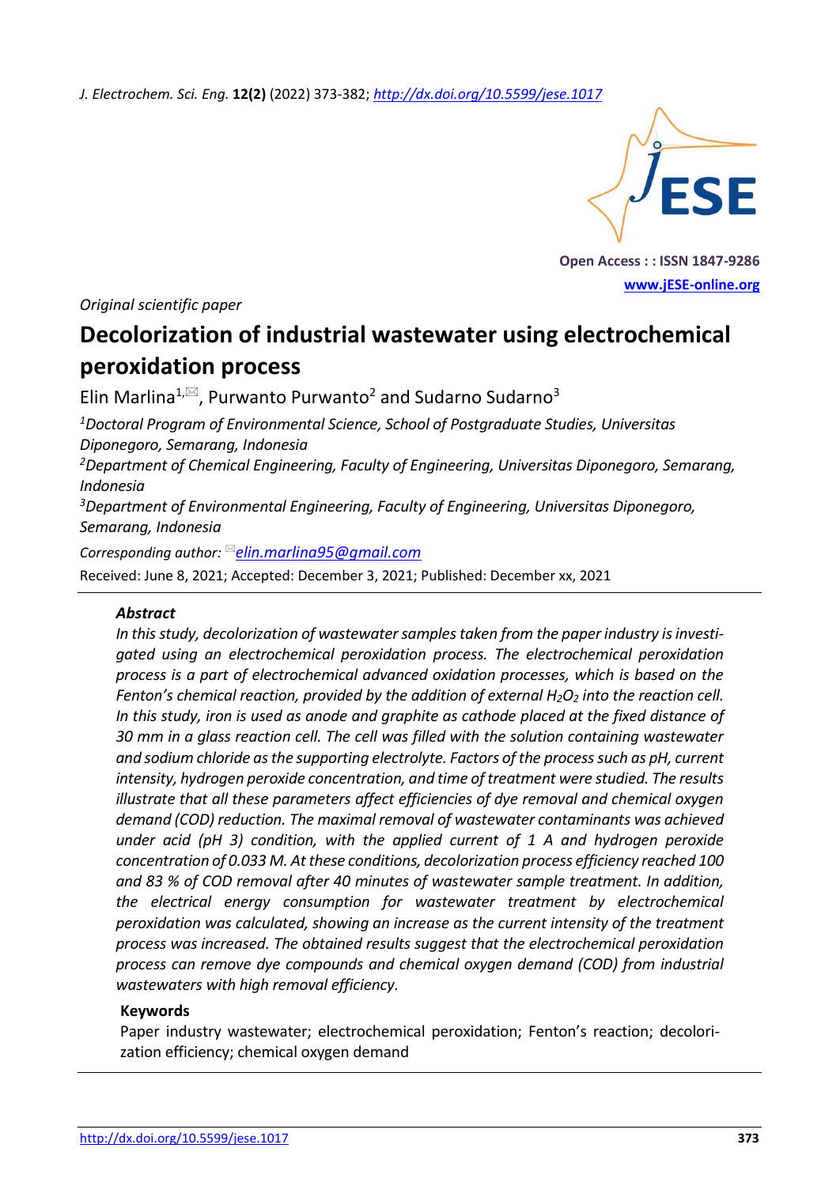*Original scientific paper*

# Decolorization of industrial wastewater using electrochemical peroxidation process

Elin Marlina[1,✉], Purwanto Purwanto[2] and Sudarno Sudarno[3]

[1]*Doctoral Program of Environmental Science, School of Postgraduate Studies, Universitas Diponegoro, Semarang, Indonesia*

[2]*Department of Chemical Engineering, Faculty of Engineering, Universitas Diponegoro, Semarang, Indonesia*

[3]*Department of Environmental Engineering, Faculty of Engineering, Universitas Diponegoro, Semarang, Indonesia*

*Corresponding author:* ✉*elin.marlina95@gmail.com*

Received: June 8, 2021; Accepted: December 3, 2021; Published: December xx, 2021

### *Abstract*

*In this study, decolorization of wastewater samples taken from the paper industry is investigated using an electrochemical peroxidation process. The electrochemical peroxidation process is a part of electrochemical advanced oxidation processes, which is based on the Fenton's chemical reaction, provided by the addition of external $H_2O_2$ into the reaction cell. In this study, iron is used as anode and graphite as cathode placed at the fixed distance of 30 mm in a glass reaction cell. The cell was filled with the solution containing wastewater and sodium chloride as the supporting electrolyte. Factors of the process such as pH, current intensity, hydrogen peroxide concentration, and time of treatment were studied. The results illustrate that all these parameters affect efficiencies of dye removal and chemical oxygen demand (COD) reduction. The maximal removal of wastewater contaminants was achieved under acid (pH 3) condition, with the applied current of 1 A and hydrogen peroxide concentration of 0.033 M. At these conditions, decolorization process efficiency reached 100 and 83 % of COD removal after 40 minutes of wastewater sample treatment. In addition, the electrical energy consumption for wastewater treatment by electrochemical peroxidation was calculated, showing an increase as the current intensity of the treatment process was increased. The obtained results suggest that the electrochemical peroxidation process can remove dye compounds and chemical oxygen demand (COD) from industrial wastewaters with high removal efficiency.*

### Keywords

Paper industry wastewater; electrochemical peroxidation; Fenton's reaction; decolorization efficiency; chemical oxygen demand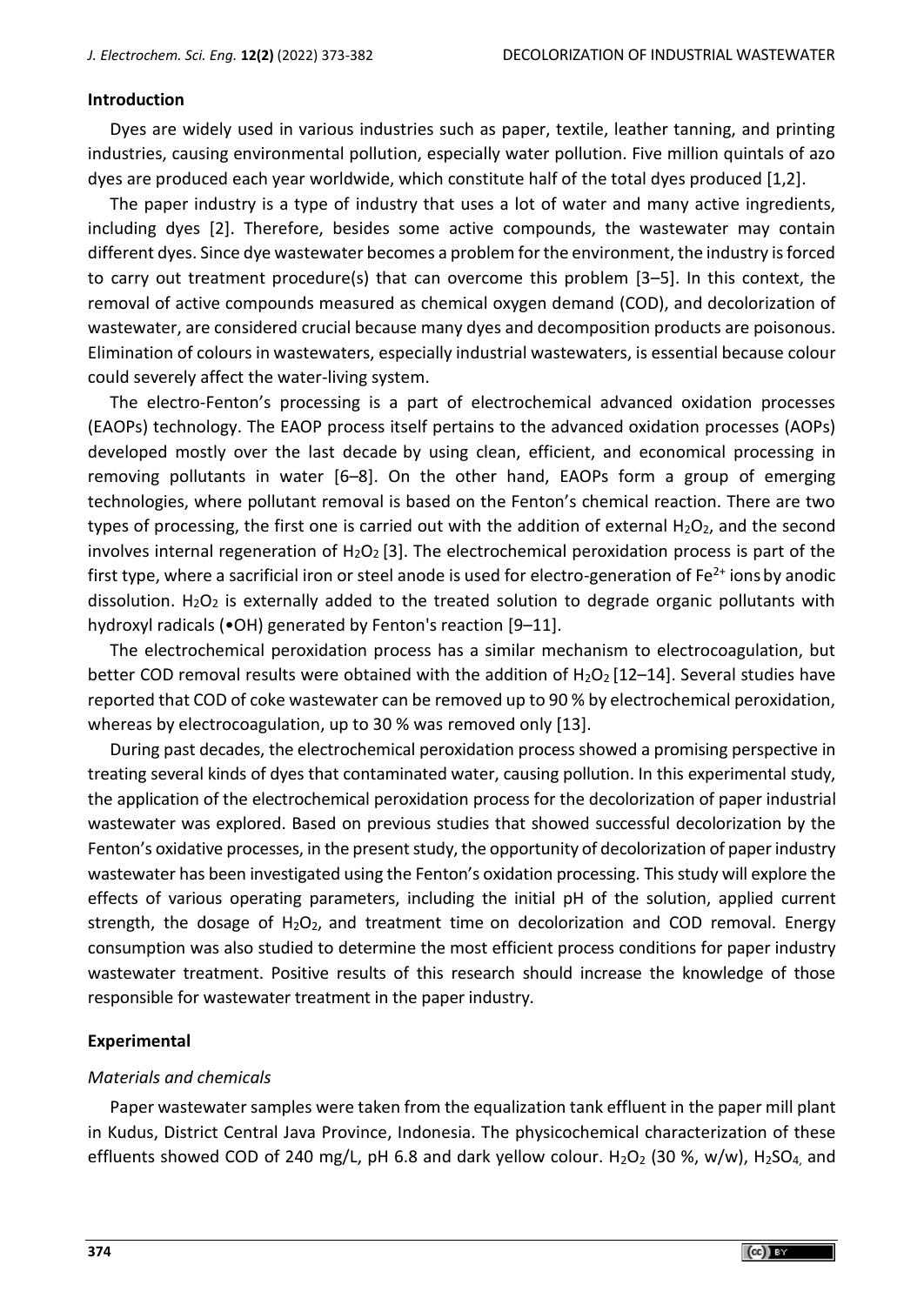## Introduction

Dyes are widely used in various industries such as paper, textile, leather tanning, and printing industries, causing environmental pollution, especially water pollution. Five million quintals of azo dyes are produced each year worldwide, which constitute half of the total dyes produced [1,2].

The paper industry is a type of industry that uses a lot of water and many active ingredients, including dyes [2]. Therefore, besides some active compounds, the wastewater may contain different dyes. Since dye wastewater becomes a problem for the environment, the industry is forced to carry out treatment procedure(s) that can overcome this problem [3–5]. In this context, the removal of active compounds measured as chemical oxygen demand (COD), and decolorization of wastewater, are considered crucial because many dyes and decomposition products are poisonous. Elimination of colours in wastewaters, especially industrial wastewaters, is essential because colour could severely affect the water-living system.

The electro-Fenton's processing is a part of electrochemical advanced oxidation processes (EAOPs) technology. The EAOP process itself pertains to the advanced oxidation processes (AOPs) developed mostly over the last decade by using clean, efficient, and economical processing in removing pollutants in water [6–8]. On the other hand, EAOPs form a group of emerging technologies, where pollutant removal is based on the Fenton's chemical reaction. There are two types of processing, the first one is carried out with the addition of external $H_2O_2$, and the second involves internal regeneration of $H_2O_2$ [3]. The electrochemical peroxidation process is part of the first type, where a sacrificial iron or steel anode is used for electro-generation of $Fe^{2+}$ ions by anodic dissolution. $H_2O_2$ is externally added to the treated solution to degrade organic pollutants with hydroxyl radicals (•OH) generated by Fenton's reaction [9–11].

The electrochemical peroxidation process has a similar mechanism to electrocoagulation, but better COD removal results were obtained with the addition of $H_2O_2$ [12–14]. Several studies have reported that COD of coke wastewater can be removed up to 90 % by electrochemical peroxidation, whereas by electrocoagulation, up to 30 % was removed only [13].

During past decades, the electrochemical peroxidation process showed a promising perspective in treating several kinds of dyes that contaminated water, causing pollution. In this experimental study, the application of the electrochemical peroxidation process for the decolorization of paper industrial wastewater was explored. Based on previous studies that showed successful decolorization by the Fenton's oxidative processes, in the present study, the opportunity of decolorization of paper industry wastewater has been investigated using the Fenton's oxidation processing. This study will explore the effects of various operating parameters, including the initial pH of the solution, applied current strength, the dosage of $H_2O_2$, and treatment time on decolorization and COD removal. Energy consumption was also studied to determine the most efficient process conditions for paper industry wastewater treatment. Positive results of this research should increase the knowledge of those responsible for wastewater treatment in the paper industry.

## Experimental

### *Materials and chemicals*

Paper wastewater samples were taken from the equalization tank effluent in the paper mill plant in Kudus, District Central Java Province, Indonesia. The physicochemical characterization of these effluents showed COD of 240 mg/L, pH 6.8 and dark yellow colour. $H_2O_2$ (30 %, w/w), $H_2SO_4$, and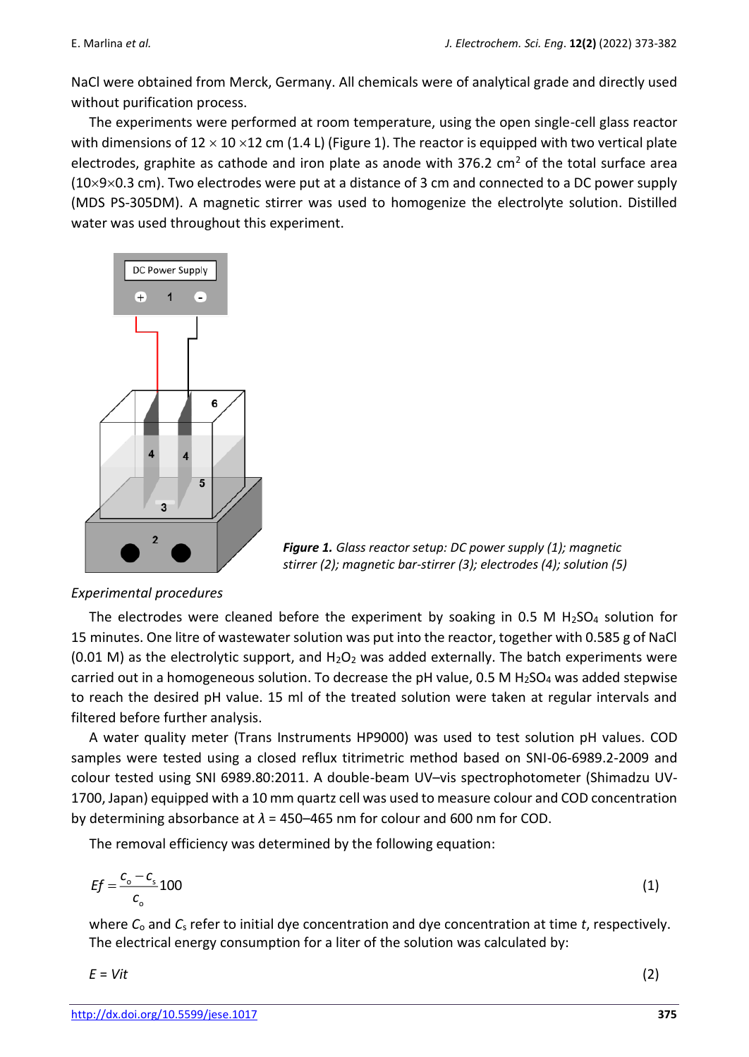NaCl were obtained from Merck, Germany. All chemicals were of analytical grade and directly used without purification process.

The experiments were performed at room temperature, using the open single-cell glass reactor with dimensions of 12 × 10 ×12 cm (1.4 L) (Figure 1). The reactor is equipped with two vertical plate electrodes, graphite as cathode and iron plate as anode with 376.2 $cm^2$ of the total surface area (10×9×0.3 cm). Two electrodes were put at a distance of 3 cm and connected to a DC power supply (MDS PS-305DM). A magnetic stirrer was used to homogenize the electrolyte solution. Distilled water was used throughout this experiment.

***Figure 1.*** *Glass reactor setup: DC power supply (1); magnetic stirrer (2); magnetic bar-stirrer (3); electrodes (4); solution (5)*

*Experimental procedures*

The electrodes were cleaned before the experiment by soaking in 0.5 M $H_2SO_4$ solution for 15 minutes. One litre of wastewater solution was put into the reactor, together with 0.585 g of NaCl (0.01 M) as the electrolytic support, and $H_2O_2$ was added externally. The batch experiments were carried out in a homogeneous solution. To decrease the pH value, 0.5 M $H_2SO_4$ was added stepwise to reach the desired pH value. 15 ml of the treated solution were taken at regular intervals and filtered before further analysis.

A water quality meter (Trans Instruments HP9000) was used to test solution pH values. COD samples were tested using a closed reflux titrimetric method based on SNI-06-6989.2-2009 and colour tested using SNI 6989.80:2011. A double-beam UV–vis spectrophotometer (Shimadzu UV-1700, Japan) equipped with a 10 mm quartz cell was used to measure colour and COD concentration by determining absorbance at $\lambda$ = 450–465 nm for colour and 600 nm for COD.

The removal efficiency was determined by the following equation:

$$Ef = \frac{C_o - C_s}{C_o} 100 \quad (1)$$

where $C_o$ and $C_s$ refer to initial dye concentration and dye concentration at time $t$, respectively. The electrical energy consumption for a liter of the solution was calculated by:

$$E = Vit \quad (2)$$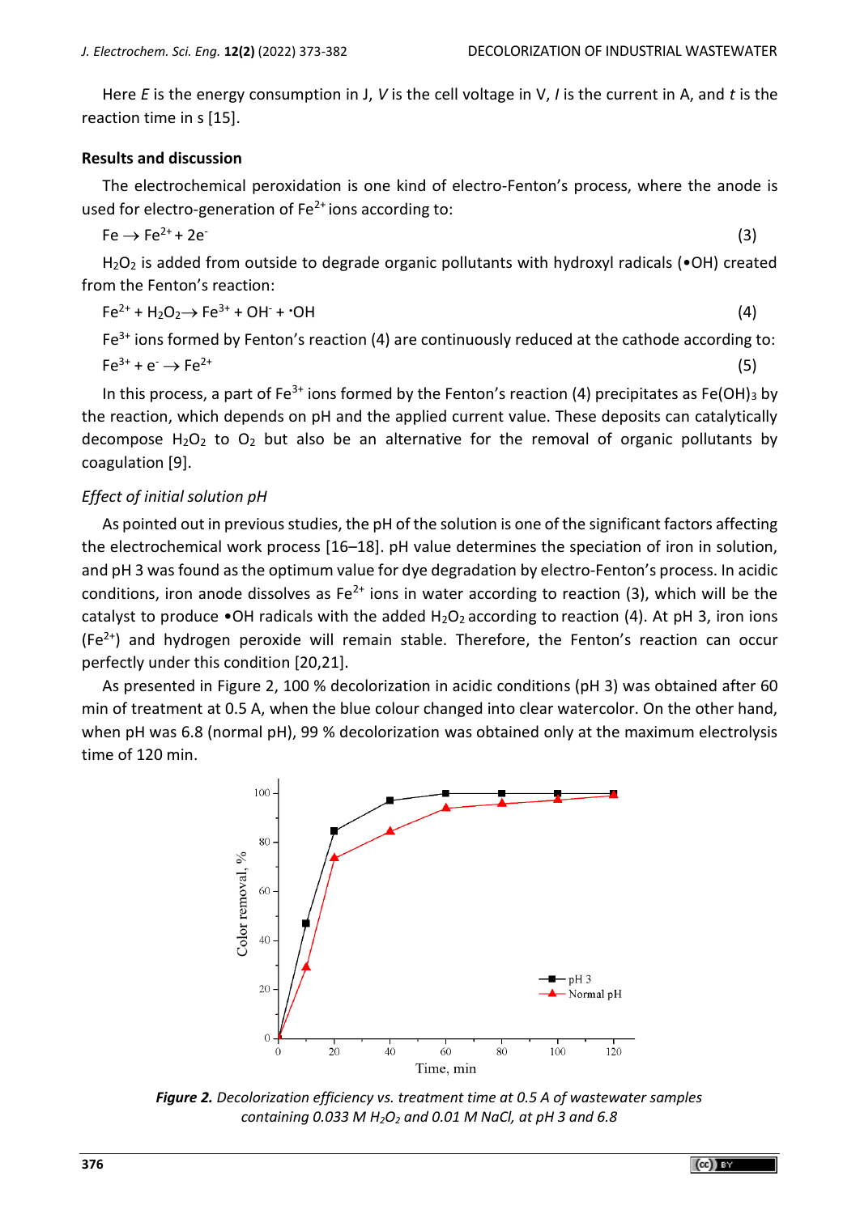Here $E$ is the energy consumption in J, $V$ is the cell voltage in V, $I$ is the current in A, and $t$ is the reaction time in s [15].

## Results and discussion

The electrochemical peroxidation is one kind of electro-Fenton's process, where the anode is used for electro-generation of $Fe^{2+}$ ions according to:

$$Fe \rightarrow Fe^{2+} + 2e^{-} \tag{3}$$

$H_2O_2$ is added from outside to degrade organic pollutants with hydroxyl radicals (•OH) created from the Fenton's reaction:

$$Fe^{2+} + H_2O_2 \rightarrow Fe^{3+} + OH^{-} + {}^{\bullet}OH \tag{4}$$

$Fe^{3+}$ ions formed by Fenton's reaction (4) are continuously reduced at the cathode according to:

$$Fe^{3+} + e^{-} \rightarrow Fe^{2+} \tag{5}$$

In this process, a part of $Fe^{3+}$ ions formed by the Fenton's reaction (4) precipitates as $Fe(OH)_3$ by the reaction, which depends on pH and the applied current value. These deposits can catalytically decompose $H_2O_2$ to $O_2$ but also be an alternative for the removal of organic pollutants by coagulation [9].

### *Effect of initial solution pH*

As pointed out in previous studies, the pH of the solution is one of the significant factors affecting the electrochemical work process [16–18]. pH value determines the speciation of iron in solution, and pH 3 was found as the optimum value for dye degradation by electro-Fenton's process. In acidic conditions, iron anode dissolves as $Fe^{2+}$ ions in water according to reaction (3), which will be the catalyst to produce •OH radicals with the added $H_2O_2$ according to reaction (4). At pH 3, iron ions ($Fe^{2+}$) and hydrogen peroxide will remain stable. Therefore, the Fenton's reaction can occur perfectly under this condition [20,21].

As presented in Figure 2, 100 % decolorization in acidic conditions (pH 3) was obtained after 60 min of treatment at 0.5 A, when the blue colour changed into clear watercolor. On the other hand, when pH was 6.8 (normal pH), 99 % decolorization was obtained only at the maximum electrolysis time of 120 min.

***Figure 2.*** *Decolorization efficiency vs. treatment time at 0.5 A of wastewater samples containing 0.033 M $H_2O_2$ and 0.01 M NaCl, at pH 3 and 6.8*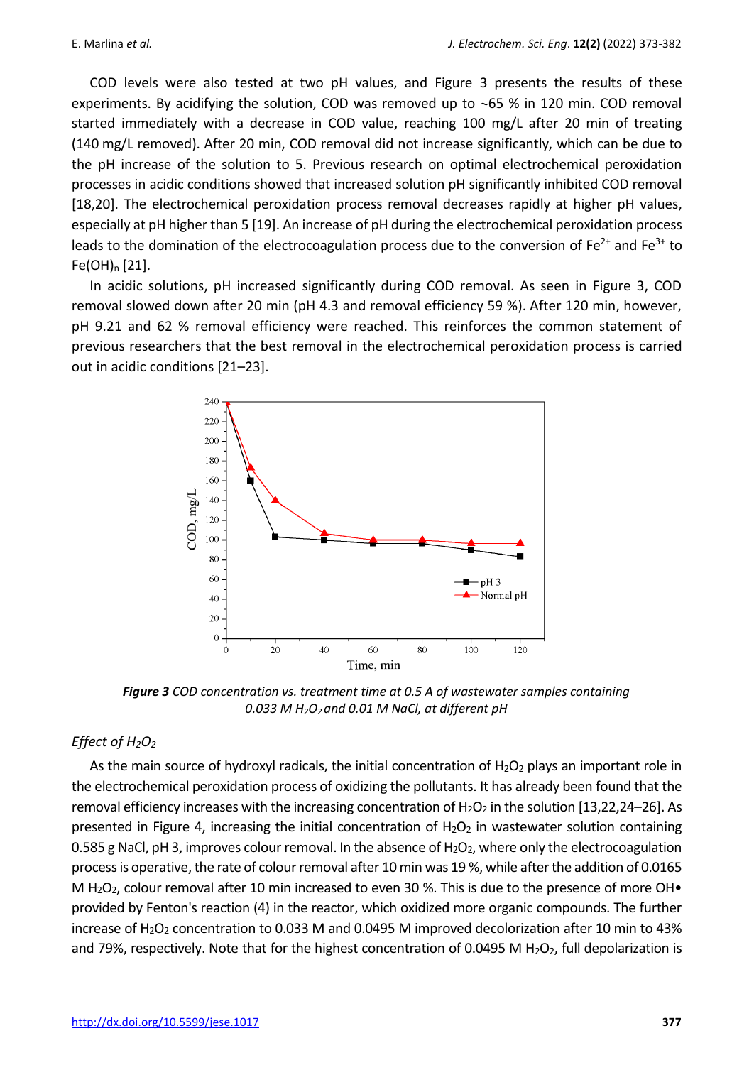COD levels were also tested at two pH values, and Figure 3 presents the results of these experiments. By acidifying the solution, COD was removed up to ~65 % in 120 min. COD removal started immediately with a decrease in COD value, reaching 100 mg/L after 20 min of treating (140 mg/L removed). After 20 min, COD removal did not increase significantly, which can be due to the pH increase of the solution to 5. Previous research on optimal electrochemical peroxidation processes in acidic conditions showed that increased solution pH significantly inhibited COD removal [18,20]. The electrochemical peroxidation process removal decreases rapidly at higher pH values, especially at pH higher than 5 [19]. An increase of pH during the electrochemical peroxidation process leads to the domination of the electrocoagulation process due to the conversion of $Fe^{2+}$ and $Fe^{3+}$ to $Fe(OH)_n$ [21].

In acidic solutions, pH increased significantly during COD removal. As seen in Figure 3, COD removal slowed down after 20 min (pH 4.3 and removal efficiency 59 %). After 120 min, however, pH 9.21 and 62 % removal efficiency were reached. This reinforces the common statement of previous researchers that the best removal in the electrochemical peroxidation process is carried out in acidic conditions [21–23].

***Figure 3*** *COD concentration vs. treatment time at 0.5 A of wastewater samples containing 0.033 M $H_2O_2$ and 0.01 M NaCl, at different pH*

### *Effect of $H_2O_2$*

As the main source of hydroxyl radicals, the initial concentration of $H_2O_2$ plays an important role in the electrochemical peroxidation process of oxidizing the pollutants. It has already been found that the removal efficiency increases with the increasing concentration of $H_2O_2$ in the solution [13,22,24–26]. As presented in Figure 4, increasing the initial concentration of $H_2O_2$ in wastewater solution containing 0.585 g NaCl, pH 3, improves colour removal. In the absence of $H_2O_2$, where only the electrocoagulation process is operative, the rate of colour removal after 10 min was 19 %, while after the addition of 0.0165 M $H_2O_2$, colour removal after 10 min increased to even 30 %. This is due to the presence of more OH• provided by Fenton's reaction (4) in the reactor, which oxidized more organic compounds. The further increase of $H_2O_2$ concentration to 0.033 M and 0.0495 M improved decolorization after 10 min to 43% and 79%, respectively. Note that for the highest concentration of 0.0495 M $H_2O_2$, full depolarization is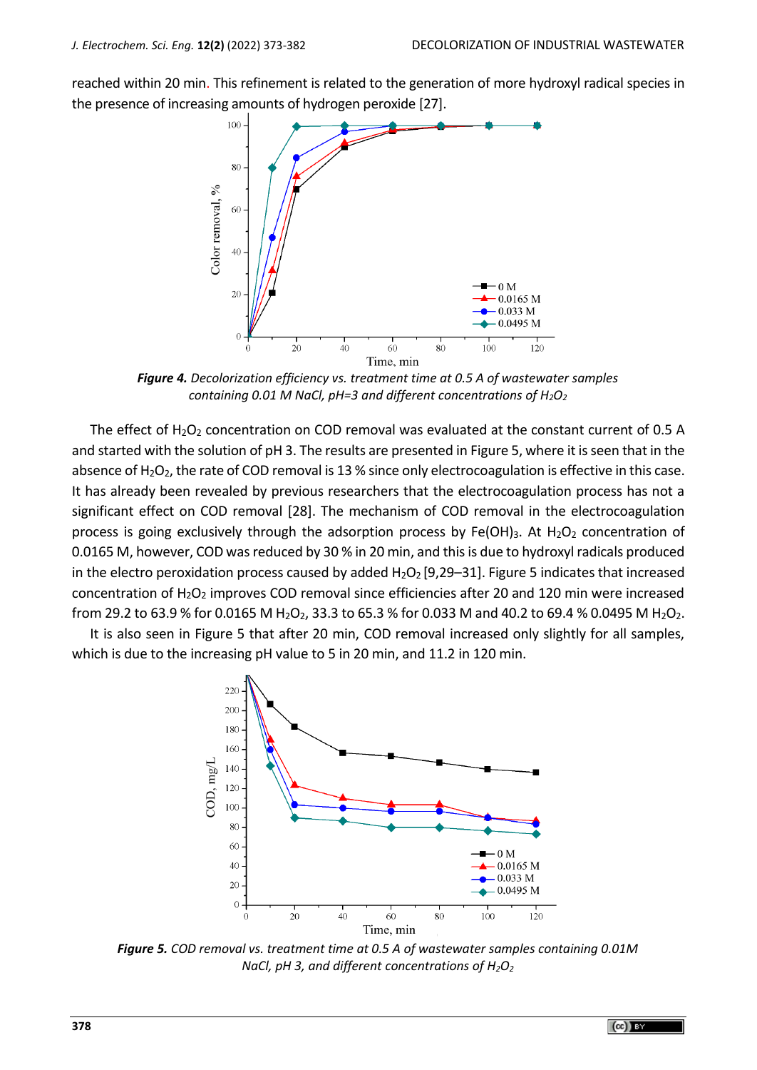reached within 20 min. This refinement is related to the generation of more hydroxyl radical species in the presence of increasing amounts of hydrogen peroxide [27].

***Figure 4.*** *Decolorization efficiency vs. treatment time at 0.5 A of wastewater samples containing 0.01 M NaCl, pH=3 and different concentrations of $H_2O_2$*

The effect of $H_2O_2$ concentration on COD removal was evaluated at the constant current of 0.5 A and started with the solution of pH 3. The results are presented in Figure 5, where it is seen that in the absence of $H_2O_2$, the rate of COD removal is 13 % since only electrocoagulation is effective in this case. It has already been revealed by previous researchers that the electrocoagulation process has not a significant effect on COD removal [28]. The mechanism of COD removal in the electrocoagulation process is going exclusively through the adsorption process by $Fe(OH)_3$. At $H_2O_2$ concentration of 0.0165 M, however, COD was reduced by 30 % in 20 min, and this is due to hydroxyl radicals produced in the electro peroxidation process caused by added $H_2O_2$ [9,29–31]. Figure 5 indicates that increased concentration of $H_2O_2$ improves COD removal since efficiencies after 20 and 120 min were increased from 29.2 to 63.9 % for 0.0165 M $H_2O_2$, 33.3 to 65.3 % for 0.033 M and 40.2 to 69.4 % 0.0495 M $H_2O_2$.

It is also seen in Figure 5 that after 20 min, COD removal increased only slightly for all samples, which is due to the increasing pH value to 5 in 20 min, and 11.2 in 120 min.

***Figure 5.*** *COD removal vs. treatment time at 0.5 A of wastewater samples containing 0.01M NaCl, pH 3, and different concentrations of $H_2O_2$*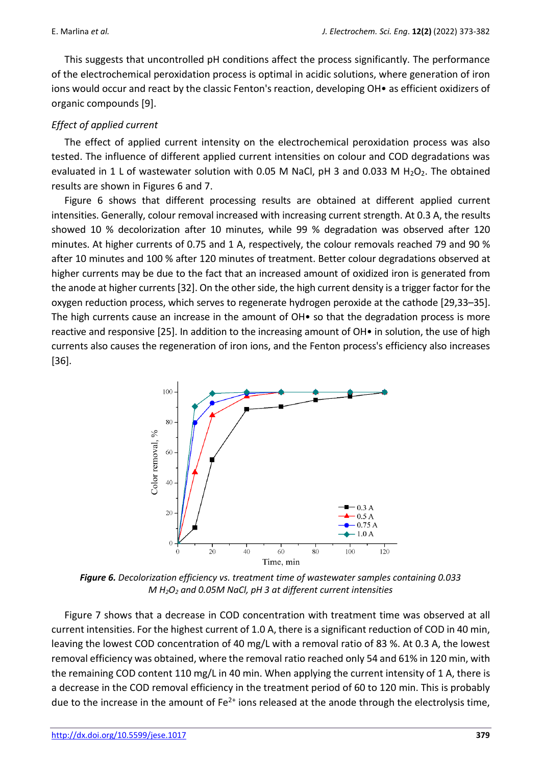This suggests that uncontrolled pH conditions affect the process significantly. The performance of the electrochemical peroxidation process is optimal in acidic solutions, where generation of iron ions would occur and react by the classic Fenton's reaction, developing OH• as efficient oxidizers of organic compounds [9].

*Effect of applied current*

The effect of applied current intensity on the electrochemical peroxidation process was also tested. The influence of different applied current intensities on colour and COD degradations was evaluated in 1 L of wastewater solution with 0.05 M NaCl, pH 3 and 0.033 M $H_2O_2$. The obtained results are shown in Figures 6 and 7.

Figure 6 shows that different processing results are obtained at different applied current intensities. Generally, colour removal increased with increasing current strength. At 0.3 A, the results showed 10 % decolorization after 10 minutes, while 99 % degradation was observed after 120 minutes. At higher currents of 0.75 and 1 A, respectively, the colour removals reached 79 and 90 % after 10 minutes and 100 % after 120 minutes of treatment. Better colour degradations observed at higher currents may be due to the fact that an increased amount of oxidized iron is generated from the anode at higher currents [32]. On the other side, the high current density is a trigger factor for the oxygen reduction process, which serves to regenerate hydrogen peroxide at the cathode [29,33–35]. The high currents cause an increase in the amount of OH• so that the degradation process is more reactive and responsive [25]. In addition to the increasing amount of OH• in solution, the use of high currents also causes the regeneration of iron ions, and the Fenton process's efficiency also increases [36].

***Figure 6.*** *Decolorization efficiency vs. treatment time of wastewater samples containing 0.033 M $H_2O_2$ and 0.05M NaCl, pH 3 at different current intensities*

Figure 7 shows that a decrease in COD concentration with treatment time was observed at all current intensities. For the highest current of 1.0 A, there is a significant reduction of COD in 40 min, leaving the lowest COD concentration of 40 mg/L with a removal ratio of 83 %. At 0.3 A, the lowest removal efficiency was obtained, where the removal ratio reached only 54 and 61% in 120 min, with the remaining COD content 110 mg/L in 40 min. When applying the current intensity of 1 A, there is a decrease in the COD removal efficiency in the treatment period of 60 to 120 min. This is probably due to the increase in the amount of $Fe^{2+}$ ions released at the anode through the electrolysis time,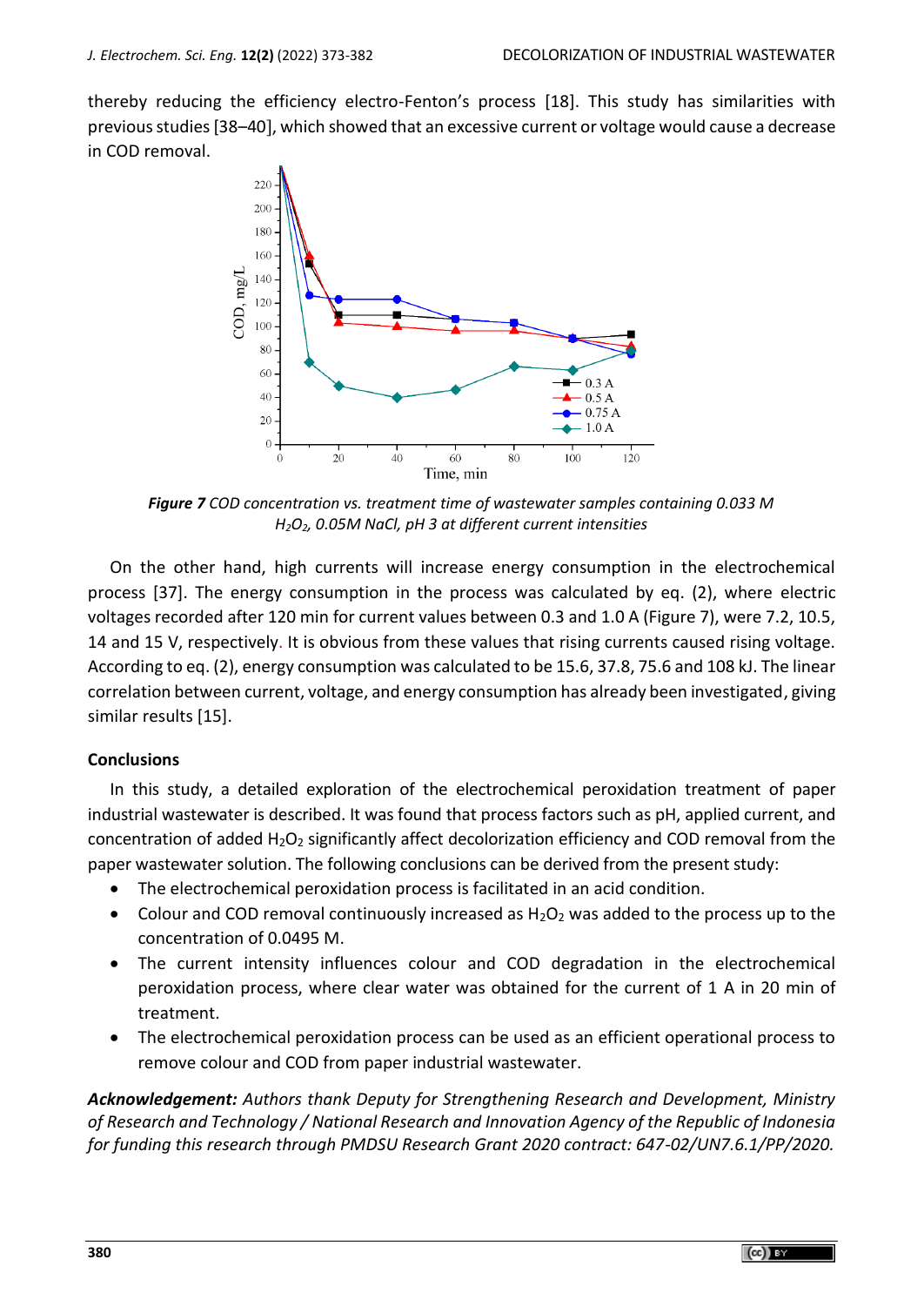thereby reducing the efficiency electro-Fenton's process [18]. This study has similarities with previous studies [38–40], which showed that an excessive current or voltage would cause a decrease in COD removal.

***Figure 7** COD concentration vs. treatment time of wastewater samples containing 0.033 M $H_2O_2$, 0.05M NaCl, pH 3 at different current intensities*

On the other hand, high currents will increase energy consumption in the electrochemical process [37]. The energy consumption in the process was calculated by eq. (2), where electric voltages recorded after 120 min for current values between 0.3 and 1.0 A (Figure 7), were 7.2, 10.5, 14 and 15 V, respectively. It is obvious from these values that rising currents caused rising voltage. According to eq. (2), energy consumption was calculated to be 15.6, 37.8, 75.6 and 108 kJ. The linear correlation between current, voltage, and energy consumption has already been investigated, giving similar results [15].

## Conclusions

In this study, a detailed exploration of the electrochemical peroxidation treatment of paper industrial wastewater is described. It was found that process factors such as pH, applied current, and concentration of added $H_2O_2$ significantly affect decolorization efficiency and COD removal from the paper wastewater solution. The following conclusions can be derived from the present study:

- The electrochemical peroxidation process is facilitated in an acid condition.
- Colour and COD removal continuously increased as $H_2O_2$ was added to the process up to the concentration of 0.0495 M.
- The current intensity influences colour and COD degradation in the electrochemical peroxidation process, where clear water was obtained for the current of 1 A in 20 min of treatment.
- The electrochemical peroxidation process can be used as an efficient operational process to remove colour and COD from paper industrial wastewater.

***Acknowledgement:** Authors thank Deputy for Strengthening Research and Development, Ministry of Research and Technology / National Research and Innovation Agency of the Republic of Indonesia for funding this research through PMDSU Research Grant 2020 contract: 647-02/UN7.6.1/PP/2020.*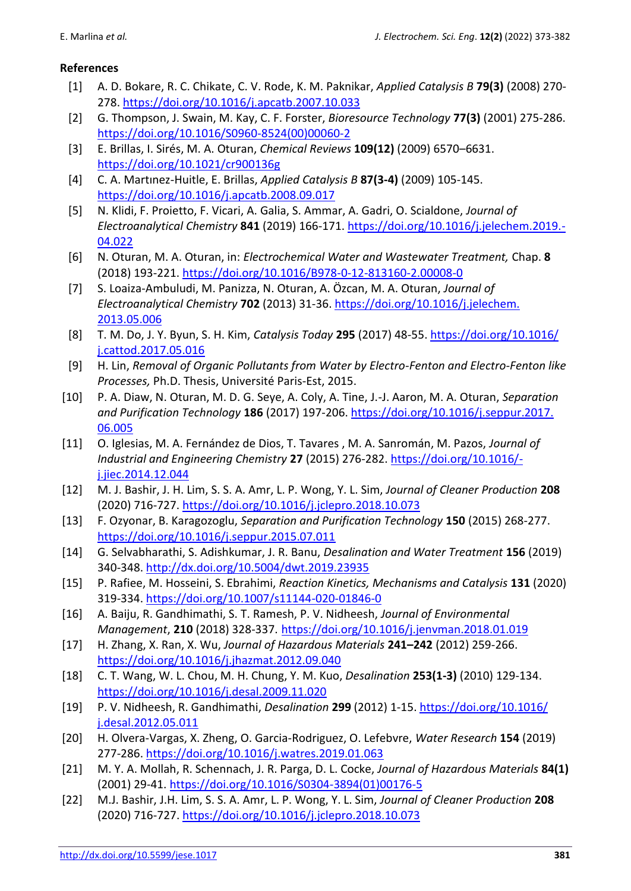## References

[1] A. D. Bokare, R. C. Chikate, C. V. Rode, K. M. Paknikar, *Applied Catalysis B* **79(3)** (2008) 270-278. https://doi.org/10.1016/j.apcatb.2007.10.033

[2] G. Thompson, J. Swain, M. Kay, C. F. Forster, *Bioresource Technology* **77(3)** (2001) 275-286. https://doi.org/10.1016/S0960-8524(00)00060-2

[3] E. Brillas, I. Sirés, M. A. Oturan, *Chemical Reviews* **109(12)** (2009) 6570–6631. https://doi.org/10.1021/cr900136g

[4] C. A. Martınez-Huitle, E. Brillas, *Applied Catalysis B* **87(3-4)** (2009) 105-145. https://doi.org/10.1016/j.apcatb.2008.09.017

[5] N. Klidi, F. Proietto, F. Vicari, A. Galia, S. Ammar, A. Gadri, O. Scialdone, *Journal of Electroanalytical Chemistry* **841** (2019) 166-171. https://doi.org/10.1016/j.jelechem.2019.-04.022

[6] N. Oturan, M. A. Oturan, in: *Electrochemical Water and Wastewater Treatment,* Chap. **8** (2018) 193-221. https://doi.org/10.1016/B978-0-12-813160-2.00008-0

[7] S. Loaiza-Ambuludi, M. Panizza, N. Oturan, A. Özcan, M. A. Oturan, *Journal of Electroanalytical Chemistry* **702** (2013) 31-36. https://doi.org/10.1016/j.jelechem.2013.05.006

[8] T. M. Do, J. Y. Byun, S. H. Kim, *Catalysis Today* **295** (2017) 48-55. https://doi.org/10.1016/j.cattod.2017.05.016

[9] H. Lin, *Removal of Organic Pollutants from Water by Electro-Fenton and Electro-Fenton like Processes,* Ph.D. Thesis, Université Paris-Est, 2015.

[10] P. A. Diaw, N. Oturan, M. D. G. Seye, A. Coly, A. Tine, J.-J. Aaron, M. A. Oturan, *Separation and Purification Technology* **186** (2017) 197-206. https://doi.org/10.1016/j.seppur.2017.06.005

[11] O. Iglesias, M. A. Fernández de Dios, T. Tavares , M. A. Sanromán, M. Pazos, *Journal of Industrial and Engineering Chemistry* **27** (2015) 276-282. https://doi.org/10.1016/-j.jiec.2014.12.044

[12] M. J. Bashir, J. H. Lim, S. S. A. Amr, L. P. Wong, Y. L. Sim, *Journal of Cleaner Production* **208** (2020) 716-727. https://doi.org/10.1016/j.jclepro.2018.10.073

[13] F. Ozyonar, B. Karagozoglu, *Separation and Purification Technology* **150** (2015) 268-277. https://doi.org/10.1016/j.seppur.2015.07.011

[14] G. Selvabharathi, S. Adishkumar, J. R. Banu, *Desalination and Water Treatment* **156** (2019) 340-348. http://dx.doi.org/10.5004/dwt.2019.23935

[15] P. Rafiee, M. Hosseini, S. Ebrahimi, *Reaction Kinetics, Mechanisms and Catalysis* **131** (2020) 319-334. https://doi.org/10.1007/s11144-020-01846-0

[16] A. Baiju, R. Gandhimathi, S. T. Ramesh, P. V. Nidheesh, *Journal of Environmental Management*, **210** (2018) 328-337. https://doi.org/10.1016/j.jenvman.2018.01.019

[17] H. Zhang, X. Ran, X. Wu, *Journal of Hazardous Materials* **241–242** (2012) 259-266. https://doi.org/10.1016/j.jhazmat.2012.09.040

[18] C. T. Wang, W. L. Chou, M. H. Chung, Y. M. Kuo, *Desalination* **253(1-3)** (2010) 129-134. https://doi.org/10.1016/j.desal.2009.11.020

[19] P. V. Nidheesh, R. Gandhimathi, *Desalination* **299** (2012) 1-15. https://doi.org/10.1016/j.desal.2012.05.011

[20] H. Olvera-Vargas, X. Zheng, O. Garcia-Rodriguez, O. Lefebvre, *Water Research* **154** (2019) 277-286. https://doi.org/10.1016/j.watres.2019.01.063

[21] M. Y. A. Mollah, R. Schennach, J. R. Parga, D. L. Cocke, *Journal of Hazardous Materials* **84(1)** (2001) 29-41. https://doi.org/10.1016/S0304-3894(01)00176-5

[22] M.J. Bashir, J.H. Lim, S. S. A. Amr, L. P. Wong, Y. L. Sim, *Journal of Cleaner Production* **208** (2020) 716-727. https://doi.org/10.1016/j.jclepro.2018.10.073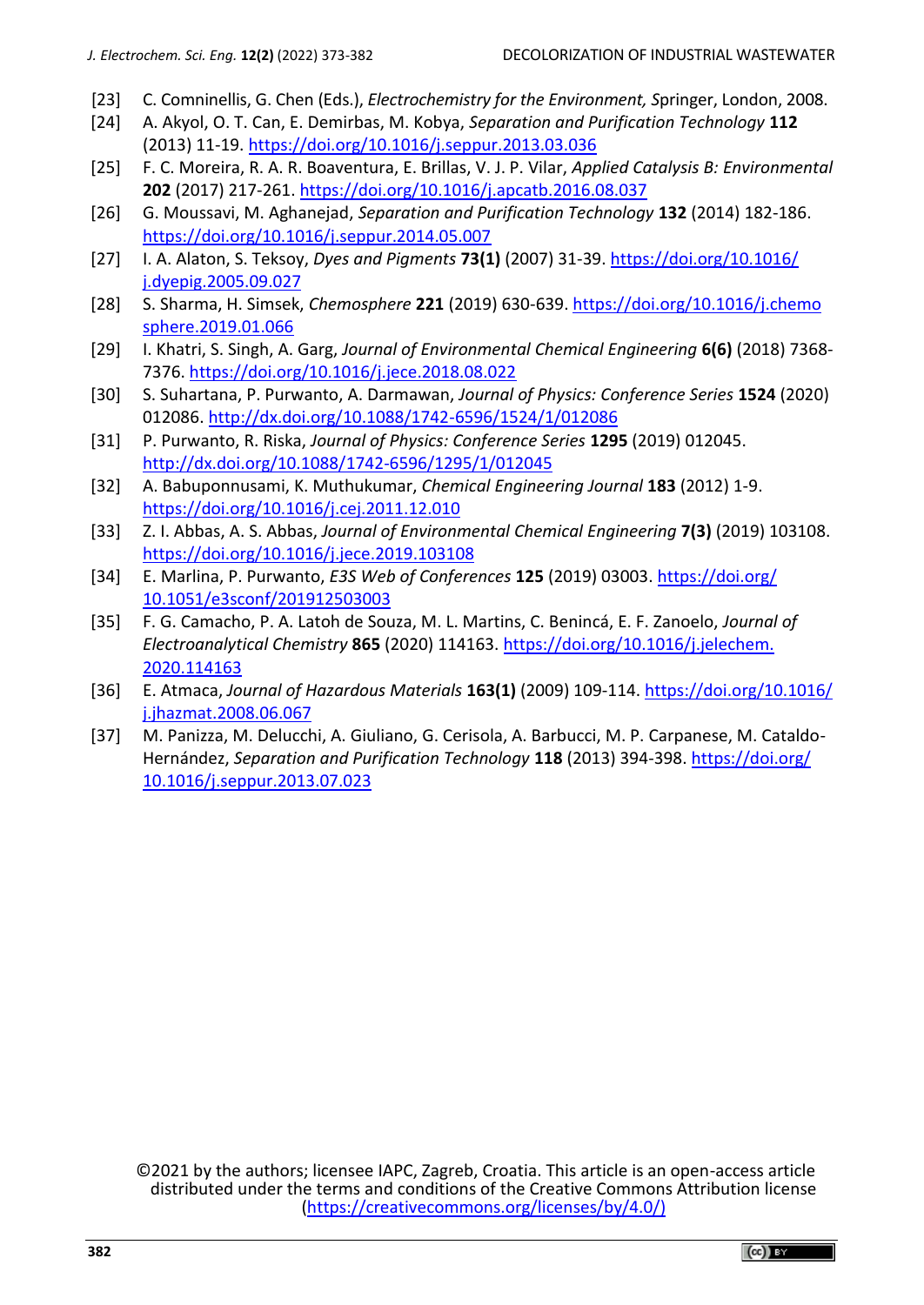[23] C. Comninellis, G. Chen (Eds.), *Electrochemistry for the Environment,* Springer, London, 2008.

[24] A. Akyol, O. T. Can, E. Demirbas, M. Kobya, *Separation and Purification Technology* **112** (2013) 11-19. https://doi.org/10.1016/j.seppur.2013.03.036

[25] F. C. Moreira, R. A. R. Boaventura, E. Brillas, V. J. P. Vilar, *Applied Catalysis B: Environmental* **202** (2017) 217-261. https://doi.org/10.1016/j.apcatb.2016.08.037

[26] G. Moussavi, M. Aghanejad, *Separation and Purification Technology* **132** (2014) 182-186. https://doi.org/10.1016/j.seppur.2014.05.007

[27] I. A. Alaton, S. Teksoy, *Dyes and Pigments* **73(1)** (2007) 31-39. https://doi.org/10.1016/j.dyepig.2005.09.027

[28] S. Sharma, H. Simsek, *Chemosphere* **221** (2019) 630-639. https://doi.org/10.1016/j.chemosphere.2019.01.066

[29] I. Khatri, S. Singh, A. Garg, *Journal of Environmental Chemical Engineering* **6(6)** (2018) 7368-7376. https://doi.org/10.1016/j.jece.2018.08.022

[30] S. Suhartana, P. Purwanto, A. Darmawan, *Journal of Physics: Conference Series* **1524** (2020) 012086. http://dx.doi.org/10.1088/1742-6596/1524/1/012086

[31] P. Purwanto, R. Riska, *Journal of Physics: Conference Series* **1295** (2019) 012045. http://dx.doi.org/10.1088/1742-6596/1295/1/012045

[32] A. Babuponnusami, K. Muthukumar, *Chemical Engineering Journal* **183** (2012) 1-9. https://doi.org/10.1016/j.cej.2011.12.010

[33] Z. I. Abbas, A. S. Abbas, *Journal of Environmental Chemical Engineering* **7(3)** (2019) 103108. https://doi.org/10.1016/j.jece.2019.103108

[34] E. Marlina, P. Purwanto, *E3S Web of Conferences* **125** (2019) 03003. https://doi.org/10.1051/e3sconf/201912503003

[35] F. G. Camacho, P. A. Latoh de Souza, M. L. Martins, C. Benincá, E. F. Zanoelo, *Journal of Electroanalytical Chemistry* **865** (2020) 114163. https://doi.org/10.1016/j.jelechem.2020.114163

[36] E. Atmaca, *Journal of Hazardous Materials* **163(1)** (2009) 109-114. https://doi.org/10.1016/j.jhazmat.2008.06.067

[37] M. Panizza, M. Delucchi, A. Giuliano, G. Cerisola, A. Barbucci, M. P. Carpanese, M. Cataldo-Hernández, *Separation and Purification Technology* **118** (2013) 394-398. https://doi.org/10.1016/j.seppur.2013.07.023

©2021 by the authors; licensee IAPC, Zagreb, Croatia. This article is an open-access article distributed under the terms and conditions of the Creative Commons Attribution license (https://creativecommons.org/licenses/by/4.0/)